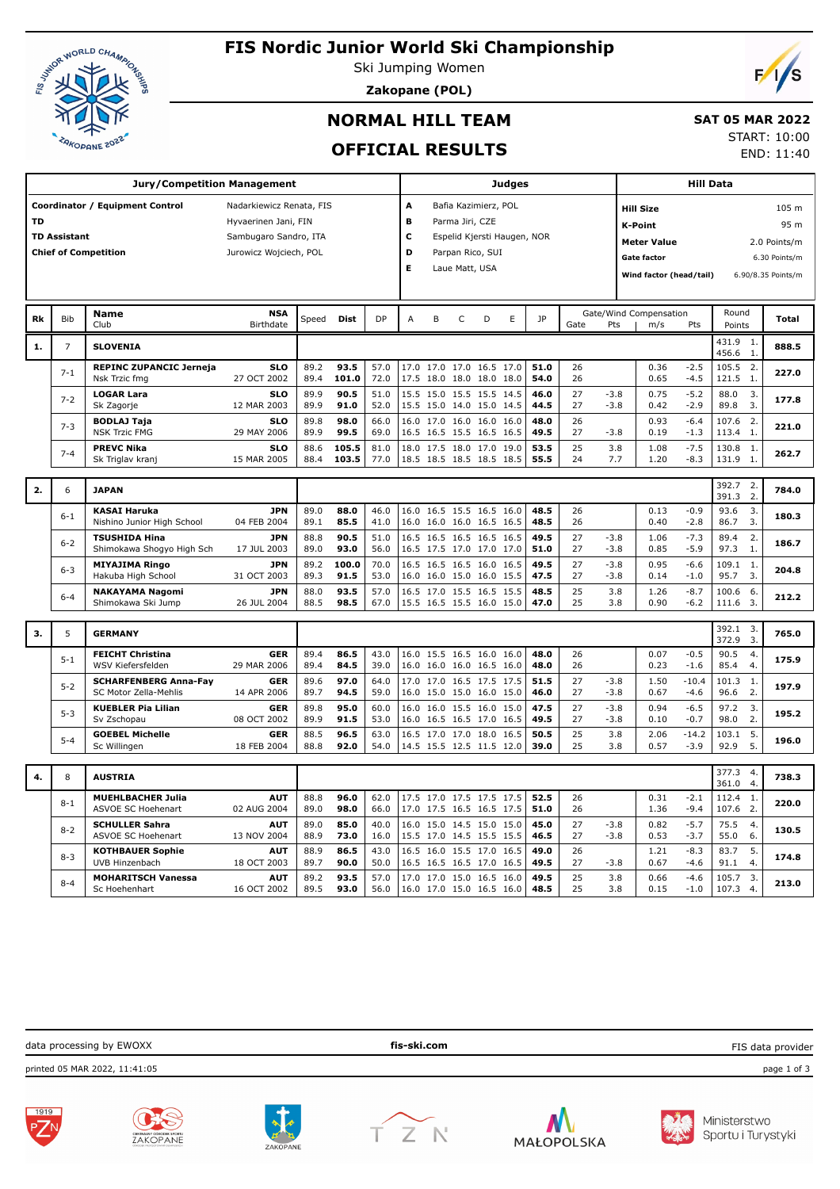# FIS Nordic Junior World Ski Championship

Ski Jumping Women

**Zakopane (POL)**

## NORMAL HILL TEAM

## OFFICIAL RESULTS

**SAT 05 MAR 2022**

START: 10:00

END: 11:40

| Jury/Competition Management | |
|---|---|
| **Coordinator / Equipment Control** | Nadarkiewicz Renata, FIS |
| **TD** | Hyvaerinen Jani, FIN |
| **TD Assistant** | Sambugaro Sandro, ITA |
| **Chief of Competition** | Jurowicz Wojciech, POL |

| Judges | |
|---|---|
| **A** | Bafia Kazimierz, POL |
| **B** | Parma Jiri, CZE |
| **C** | Espelid Kjersti Haugen, NOR |
| **D** | Parpan Rico, SUI |
| **E** | Laue Matt, USA |

| Hill Data | |
|---|---|
| **Hill Size** | 105 m |
| **K-Point** | 95 m |
| **Meter Value** | 2.0 Points/m |
| **Gate factor** | 6.30 Points/m |
| **Wind factor (head/tail)** | 6.90/8.35 Points/m |

| Rk | Bib | Name / Club | NSA / Birthdate | Speed | Dist | DP | A | B | C | D | E | JP | Gate | Pts | m/s | Pts | Round Points | Total |
|---|---|---|---|---|---|---|---|---|---|---|---|---|---|---|---|---|---|---|
| **1.** | 7 | **SLOVENIA** | | | | | | | | | | | | | | | 431.9 1.<br>456.6 1. | **888.5** |
| | 7-1 | **REPINC ZUPANCIC Jerneja**<br>Nsk Trzic fmg | **SLO**<br>27 OCT 2002 | 89.2<br>89.4 | **93.5**<br>**101.0** | 57.0<br>72.0 | 17.0<br>17.5 | 17.0<br>18.0 | 17.0<br>18.0 | 16.5<br>18.0 | 17.0<br>18.0 | **51.0**<br>**54.0** | 26<br>26 | | 0.36<br>0.65 | -2.5<br>-4.5 | 105.5 2.<br>121.5 1. | **227.0** |
| | 7-2 | **LOGAR Lara**<br>Sk Zagorje | **SLO**<br>12 MAR 2003 | 89.9<br>89.9 | **90.5**<br>**91.0** | 51.0<br>52.0 | 15.5<br>15.5 | 15.0<br>15.0 | 15.5<br>14.0 | 15.5<br>15.0 | 14.5<br>14.5 | **46.0**<br>**44.5** | 27<br>27 | -3.8<br>-3.8 | 0.75<br>0.42 | -5.2<br>-2.9 | 88.0 3.<br>89.8 3. | **177.8** |
| | 7-3 | **BODLAJ Taja**<br>NSK Trzic FMG | **SLO**<br>29 MAY 2006 | 89.8<br>89.9 | **98.0**<br>**99.5** | 66.0<br>69.0 | 16.0<br>16.5 | 17.0<br>16.5 | 16.0<br>15.5 | 16.0<br>16.5 | 16.0<br>16.5 | **48.0**<br>**49.5** | 26<br>27 | <br>-3.8 | 0.93<br>0.19 | -6.4<br>-1.3 | 107.6 2.<br>113.4 1. | **221.0** |
| | 7-4 | **PREVC Nika**<br>Sk Triglav kranj | **SLO**<br>15 MAR 2005 | 88.6<br>88.4 | **105.5**<br>**103.5** | 81.0<br>77.0 | 18.0<br>18.5 | 17.5<br>18.5 | 18.0<br>18.5 | 17.0<br>18.5 | 19.0<br>18.5 | **53.5**<br>**55.5** | 25<br>24 | 3.8<br>7.7 | 1.08<br>1.20 | -7.5<br>-8.3 | 130.8 1.<br>131.9 1. | **262.7** |
| **2.** | 6 | **JAPAN** | | | | | | | | | | | | | | | 392.7 2.<br>391.3 2. | **784.0** |
| | 6-1 | **KASAI Haruka**<br>Nishino Junior High School | **JPN**<br>04 FEB 2004 | 89.0<br>89.1 | **88.0**<br>**85.5** | 46.0<br>41.0 | 16.0<br>16.0 | 16.5<br>16.0 | 15.5<br>16.0 | 16.5<br>16.5 | 16.0<br>16.5 | **48.5**<br>**48.5** | 26<br>26 | | 0.13<br>0.40 | -0.9<br>-2.8 | 93.6 3.<br>86.7 3. | **180.3** |
| | 6-2 | **TSUSHIDA Hina**<br>Shimokawa Shogyo High Sch | **JPN**<br>17 JUL 2003 | 88.8<br>89.0 | **90.5**<br>**93.0** | 51.0<br>56.0 | 16.5<br>16.5 | 16.5<br>17.5 | 16.5<br>17.0 | 16.5<br>17.0 | 16.5<br>17.0 | **49.5**<br>**51.0** | 27<br>27 | -3.8<br>-3.8 | 1.06<br>0.85 | -7.3<br>-5.9 | 89.4 2.<br>97.3 1. | **186.7** |
| | 6-3 | **MIYAJIMA Ringo**<br>Hakuba High School | **JPN**<br>31 OCT 2003 | 89.2<br>89.3 | **100.0**<br>**91.5** | 70.0<br>53.0 | 16.5<br>16.0 | 16.5<br>16.0 | 16.5<br>15.0 | 16.0<br>16.0 | 16.5<br>15.5 | **49.5**<br>**47.5** | 27<br>27 | -3.8<br>-3.8 | 0.95<br>0.14 | -6.6<br>-1.0 | 109.1 1.<br>95.7 3. | **204.8** |
| | 6-4 | **NAKAYAMA Nagomi**<br>Shimokawa Ski Jump | **JPN**<br>26 JUL 2004 | 88.0<br>88.5 | **93.5**<br>**98.5** | 57.0<br>67.0 | 16.5<br>15.5 | 17.0<br>16.5 | 15.5<br>15.5 | 16.5<br>16.0 | 15.5<br>15.0 | **48.5**<br>**47.0** | 25<br>25 | 3.8<br>3.8 | 1.26<br>0.90 | -8.7<br>-6.2 | 100.6 6.<br>111.6 3. | **212.2** |
| **3.** | 5 | **GERMANY** | | | | | | | | | | | | | | | 392.1 3.<br>372.9 3. | **765.0** |
| | 5-1 | **FEICHT Christina**<br>WSV Kiefersfelden | **GER**<br>29 MAR 2006 | 89.4<br>89.4 | **86.5**<br>**84.5** | 43.0<br>39.0 | 16.0<br>16.0 | 15.5<br>16.0 | 16.5<br>16.0 | 16.0<br>16.5 | 16.0<br>16.0 | **48.0**<br>**48.0** | 26<br>26 | | 0.07<br>0.23 | -0.5<br>-1.6 | 90.5 4.<br>85.4 4. | **175.9** |
| | 5-2 | **SCHARFENBERG Anna-Fay**<br>SC Motor Zella-Mehlis | **GER**<br>14 APR 2006 | 89.6<br>89.7 | **97.0**<br>**94.5** | 64.0<br>59.0 | 17.0<br>16.0 | 17.0<br>15.0 | 16.5<br>15.0 | 17.5<br>16.0 | 17.5<br>15.0 | **51.5**<br>**46.0** | 27<br>27 | -3.8<br>-3.8 | 1.50<br>0.67 | -10.4<br>-4.6 | 101.3 1.<br>96.6 2. | **197.9** |
| | 5-3 | **KUEBLER Pia Lilian**<br>Sv Zschopau | **GER**<br>08 OCT 2002 | 89.8<br>89.9 | **95.0**<br>**91.5** | 60.0<br>53.0 | 16.0<br>16.0 | 16.0<br>16.5 | 15.5<br>16.5 | 16.0<br>17.0 | 15.0<br>16.5 | **47.5**<br>**49.5** | 27<br>27 | -3.8<br>-3.8 | 0.94<br>0.10 | -6.5<br>-0.7 | 97.2 3.<br>98.0 2. | **195.2** |
| | 5-4 | **GOEBEL Michelle**<br>Sc Willingen | **GER**<br>18 FEB 2004 | 88.5<br>88.8 | **96.5**<br>**92.0** | 63.0<br>54.0 | 16.5<br>14.5 | 17.0<br>15.5 | 17.0<br>12.5 | 18.0<br>11.5 | 16.5<br>12.0 | **50.5**<br>**39.0** | 25<br>25 | 3.8<br>3.8 | 2.06<br>0.57 | -14.2<br>-3.9 | 103.1 5.<br>92.9 5. | **196.0** |
| **4.** | 8 | **AUSTRIA** | | | | | | | | | | | | | | | 377.3 4.<br>361.0 4. | **738.3** |
| | 8-1 | **MUEHLBACHER Julia**<br>ASVOE SC Hoehenart | **AUT**<br>02 AUG 2004 | 88.8<br>89.0 | **96.0**<br>**98.0** | 62.0<br>66.0 | 17.5<br>17.0 | 17.0<br>17.5 | 17.5<br>16.5 | 17.5<br>16.5 | 17.5<br>17.5 | **52.5**<br>**51.0** | 26<br>26 | | 0.31<br>1.36 | -2.1<br>-9.4 | 112.4 1.<br>107.6 2. | **220.0** |
| | 8-2 | **SCHULLER Sahra**<br>ASVOE SC Hoehenart | **AUT**<br>13 NOV 2004 | 89.0<br>88.9 | **85.0**<br>**73.0** | 40.0<br>16.0 | 16.0<br>15.5 | 15.0<br>17.0 | 14.5<br>14.5 | 15.0<br>15.5 | 15.0<br>15.5 | **45.0**<br>**46.5** | 27<br>27 | -3.8<br>-3.8 | 0.82<br>0.53 | -5.7<br>-3.7 | 75.5 4.<br>55.0 6. | **130.5** |
| | 8-3 | **KOTHBAUER Sophie**<br>UVB Hinzenbach | **AUT**<br>18 OCT 2003 | 88.9<br>89.7 | **86.5**<br>**90.0** | 43.0<br>50.0 | 16.5<br>16.5 | 16.0<br>16.5 | 15.5<br>16.5 | 17.0<br>17.0 | 16.5<br>16.5 | **49.0**<br>**49.5** | 26<br>27 | <br>-3.8 | 1.21<br>0.67 | -8.3<br>-4.6 | 83.7 5.<br>91.1 4. | **174.8** |
| | 8-4 | **MOHARITSCH Vanessa**<br>Sc Hoehenhart | **AUT**<br>16 OCT 2002 | 89.2<br>89.5 | **93.5**<br>**93.0** | 57.0<br>56.0 | 17.0<br>16.0 | 17.0<br>17.0 | 15.0<br>15.0 | 16.5<br>16.5 | 16.0<br>16.0 | **49.5**<br>**48.5** | 25<br>25 | 3.8<br>3.8 | 0.66<br>0.15 | -4.6<br>-1.0 | 105.7 3.<br>107.3 4. | **213.0** |

data processing by EWOXX | **fis-ski.com** | FIS data provider

printed 05 MAR 2022, 11:41:05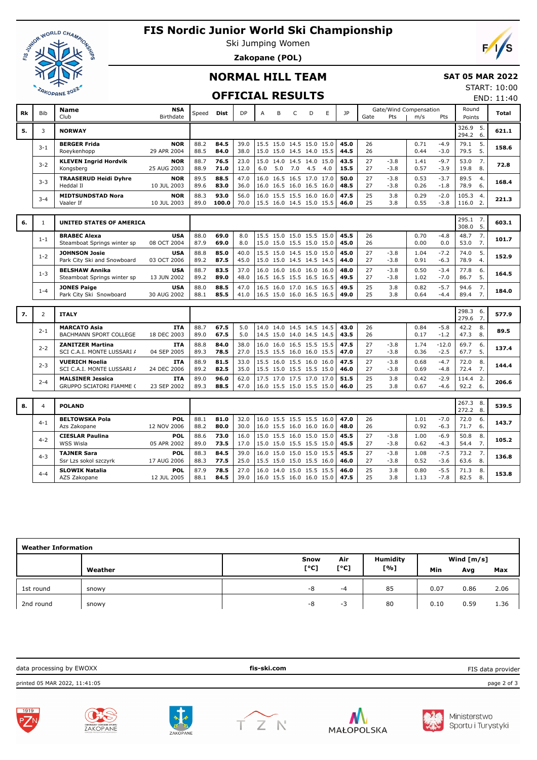# FIS Nordic Junior World Ski Championship

Ski Jumping Women

**Zakopane (POL)**

## NORMAL HILL TEAM

## OFFICIAL RESULTS

**SAT 05 MAR 2022**

START: 10:00

END: 11:40

| Rk | Bib | Name / Club | NSA / Birthdate | Speed | Dist | DP | A | B | C | D | E | JP | Gate | Pts | m/s | Pts | Round Points | Total |
|---|---|---|---|---|---|---|---|---|---|---|---|---|---|---|---|---|---|---|
| 5. | 3 | **NORWAY** | | | | | | | | | | | | | | | 326.9 5. / 294.2 6. | **621.1** |
| | 3-1 | **BERGER Frida** / Roeyekenhopp | **NOR** / 29 APR 2004 | 88.2 / 88.5 | **84.5** / **84.0** | 39.0 / 38.0 | 15.5 / 15.0 | 15.0 / 15.0 | 14.5 / 14.5 | 15.0 / 14.0 | 15.0 / 15.5 | **45.0** / **44.5** | 26 / 26 | | 0.71 / 0.44 | -4.9 / -3.0 | 79.1 5. / 79.5 5. | **158.6** |
| | 3-2 | **KLEVEN Ingrid Hordvik** / Kongsberg | **NOR** / 25 AUG 2003 | 88.7 / 88.9 | **76.5** / **71.0** | 23.0 / 12.0 | 15.0 / 6.0 | 14.0 / 5.0 | 14.5 / 7.0 | 14.0 / 4.5 | 15.0 / 4.0 | **43.5** / **15.5** | 27 / 27 | -3.8 / -3.8 | 1.41 / 0.57 | -9.7 / -3.9 | 53.0 7. / 19.8 8. | **72.8** |
| | 3-3 | **TRAASERUD Heidi Dyhre** / Heddal Il | **NOR** / 10 JUL 2003 | 89.5 / 89.6 | **88.5** / **83.0** | 47.0 / 36.0 | 16.0 / 16.0 | 16.5 / 16.5 | 16.5 / 16.0 | 17.0 / 16.5 | 17.0 / 16.0 | **50.0** / **48.5** | 27 / 27 | -3.8 / -3.8 | 0.53 / 0.26 | -3.7 / -1.8 | 89.5 4. / 78.9 6. | **168.4** |
| | 3-4 | **MIDTSUNDSTAD Nora** / Vaaler If | **NOR** / 10 JUL 2003 | 88.3 / 89.0 | **93.0** / **100.0** | 56.0 / 70.0 | 16.0 / 15.5 | 15.5 / 16.0 | 15.5 / 14.5 | 16.0 / 15.0 | 16.0 / 15.5 | **47.5** / **46.0** | 25 / 25 | 3.8 / 3.8 | 0.29 / 0.55 | -2.0 / -3.8 | 105.3 4. / 116.0 2. | **221.3** |
| 6. | 1 | **UNITED STATES OF AMERICA** | | | | | | | | | | | | | | | 295.1 7. / 308.0 5. | **603.1** |
| | 1-1 | **BRABEC Alexa** / Steamboat Springs winter sp | **USA** / 08 OCT 2004 | 88.0 / 87.9 | **69.0** / **69.0** | 8.0 / 8.0 | 15.5 / 15.0 | 15.0 / 15.0 | 15.0 / 15.5 | 15.5 / 15.0 | 15.0 / 15.0 | **45.5** / **45.0** | 26 / 26 | | 0.70 / 0.00 | -4.8 / 0.0 | 48.7 7. / 53.0 7. | **101.7** |
| | 1-2 | **JOHNSON Josie** / Park City Ski and Snowboard | **USA** / 03 OCT 2006 | 88.8 / 89.2 | **85.0** / **87.5** | 40.0 / 45.0 | 15.5 / 15.0 | 15.0 / 15.0 | 14.5 / 14.5 | 15.0 / 14.5 | 15.0 / 14.5 | **45.0** / **44.0** | 27 / 27 | -3.8 / -3.8 | 1.04 / 0.91 | -7.2 / -6.3 | 74.0 5. / 78.9 4. | **152.9** |
| | 1-3 | **BELSHAW Annika** / Steamboat Springs winter sp | **USA** / 13 JUN 2002 | 88.7 / 89.2 | **83.5** / **89.0** | 37.0 / 48.0 | 16.0 / 16.5 | 16.0 / 16.5 | 16.0 / 15.5 | 16.0 / 16.5 | 16.0 / 16.5 | **48.0** / **49.5** | 27 / 27 | -3.8 / -3.8 | 0.50 / 1.02 | -3.4 / -7.0 | 77.8 6. / 86.7 5. | **164.5** |
| | 1-4 | **JONES Paige** / Park City Ski Snowboard | **USA** / 30 AUG 2002 | 88.0 / 88.1 | **88.5** / **85.5** | 47.0 / 41.0 | 16.5 / 16.5 | 16.0 / 15.0 | 17.0 / 16.0 | 16.5 / 16.5 | 16.5 / 16.5 | **49.5** / **49.0** | 25 / 25 | 3.8 / 3.8 | 0.82 / 0.64 | -5.7 / -4.4 | 94.6 7. / 89.4 7. | **184.0** |
| 7. | 2 | **ITALY** | | | | | | | | | | | | | | | 298.3 6. / 279.6 7. | **577.9** |
| | 2-1 | **MARCATO Asia** / BACHMANN SPORT COLLEGE | **ITA** / 18 DEC 2003 | 88.7 / 89.0 | **67.5** / **67.5** | 5.0 / 5.0 | 14.0 / 14.5 | 14.0 / 15.0 | 14.5 / 14.0 | 14.5 / 14.5 | 14.5 / 14.5 | **43.0** / **43.5** | 26 / 26 | | 0.84 / 0.17 | -5.8 / -1.2 | 42.2 8. / 47.3 8. | **89.5** |
| | 2-2 | **ZANITZER Martina** / SCI C.A.I. MONTE LUSSARI / | **ITA** / 04 SEP 2005 | 88.8 / 89.3 | **84.0** / **78.5** | 38.0 / 27.0 | 16.0 / 15.5 | 16.0 / 15.5 | 16.5 / 16.0 | 15.5 / 16.0 | 15.5 / 15.5 | **47.5** / **47.0** | 27 / 27 | -3.8 / -3.8 | 1.74 / 0.36 | -12.0 / -2.5 | 69.7 6. / 67.7 5. | **137.4** |
| | 2-3 | **VUERICH Noelia** / SCI C.A.I. MONTE LUSSARI / | **ITA** / 24 DEC 2006 | 88.9 / 89.2 | **81.5** / **82.5** | 33.0 / 35.0 | 15.5 / 15.5 | 16.0 / 15.0 | 15.5 / 15.5 | 16.0 / 15.5 | 16.0 / 15.0 | **47.5** / **46.0** | 27 / 27 | -3.8 / -3.8 | 0.68 / 0.69 | -4.7 / -4.8 | 72.0 8. / 72.4 7. | **144.4** |
| | 2-4 | **MALSINER Jessica** / GRUPPO SCIATORI FIAMME ( | **ITA** / 23 SEP 2002 | 89.0 / 89.3 | **96.0** / **88.5** | 62.0 / 47.0 | 17.5 / 16.0 | 17.0 / 15.5 | 17.5 / 15.0 | 17.0 / 15.5 | 17.0 / 15.0 | **51.5** / **46.0** | 25 / 25 | 3.8 / 3.8 | 0.42 / 0.67 | -2.9 / -4.6 | 114.4 2. / 92.2 6. | **206.6** |
| 8. | 4 | **POLAND** | | | | | | | | | | | | | | | 267.3 8. / 272.2 8. | **539.5** |
| | 4-1 | **BELTOWSKA Pola** / Azs Zakopane | **POL** / 12 NOV 2006 | 88.1 / 88.2 | **81.0** / **80.0** | 32.0 / 30.0 | 16.0 / 16.0 | 15.5 / 15.5 | 15.5 / 16.0 | 15.5 / 16.0 | 16.0 / 16.0 | **47.0** / **48.0** | 26 / 26 | | 1.01 / 0.92 | -7.0 / -6.3 | 72.0 6. / 71.7 6. | **143.7** |
| | 4-2 | **CIESLAR Paulina** / WSS Wisla | **POL** / 05 APR 2002 | 88.6 / 89.0 | **73.0** / **73.5** | 16.0 / 17.0 | 15.0 / 15.0 | 15.5 / 15.0 | 16.0 / 15.5 | 15.0 / 15.5 | 15.0 / 15.0 | **45.5** / **45.5** | 27 / 27 | -3.8 / -3.8 | 1.00 / 0.62 | -6.9 / -4.3 | 50.8 8. / 54.4 7. | **105.2** |
| | 4-3 | **TAJNER Sara** / Ssr Lzs sokol szczyrk | **POL** / 17 AUG 2006 | 88.3 / 88.3 | **84.5** / **77.5** | 39.0 / 25.0 | 16.0 / 15.5 | 15.0 / 15.0 | 15.0 / 15.0 | 15.0 / 15.5 | 15.5 / 16.0 | **45.5** / **46.0** | 27 / 27 | -3.8 / -3.8 | 1.08 / 0.52 | -7.5 / -3.6 | 73.2 7. / 63.6 8. | **136.8** |
| | 4-4 | **SLOWIK Natalia** / AZS Zakopane | **POL** / 12 JUL 2005 | 87.9 / 88.1 | **78.5** / **84.5** | 27.0 / 39.0 | 16.0 / 16.0 | 14.0 / 15.5 | 15.0 / 16.0 | 15.5 / 16.0 | 15.5 / 15.0 | **46.0** / **47.5** | 25 / 25 | 3.8 / 3.8 | 0.80 / 1.13 | -5.5 / -7.8 | 71.3 8. / 82.5 8. | **153.8** |

**Weather Information**

| | Weather | Snow [°C] | Air [°C] | Humidity [%] | Wind [m/s] Min | Avg | Max |
|---|---|---|---|---|---|---|---|
| 1st round | snowy | -8 | -4 | 85 | 0.07 | 0.86 | 2.06 |
| 2nd round | snowy | -8 | -3 | 80 | 0.10 | 0.59 | 1.36 |

data processing by EWOXX | **fis-ski.com** | FIS data provider

printed 05 MAR 2022, 11:41:05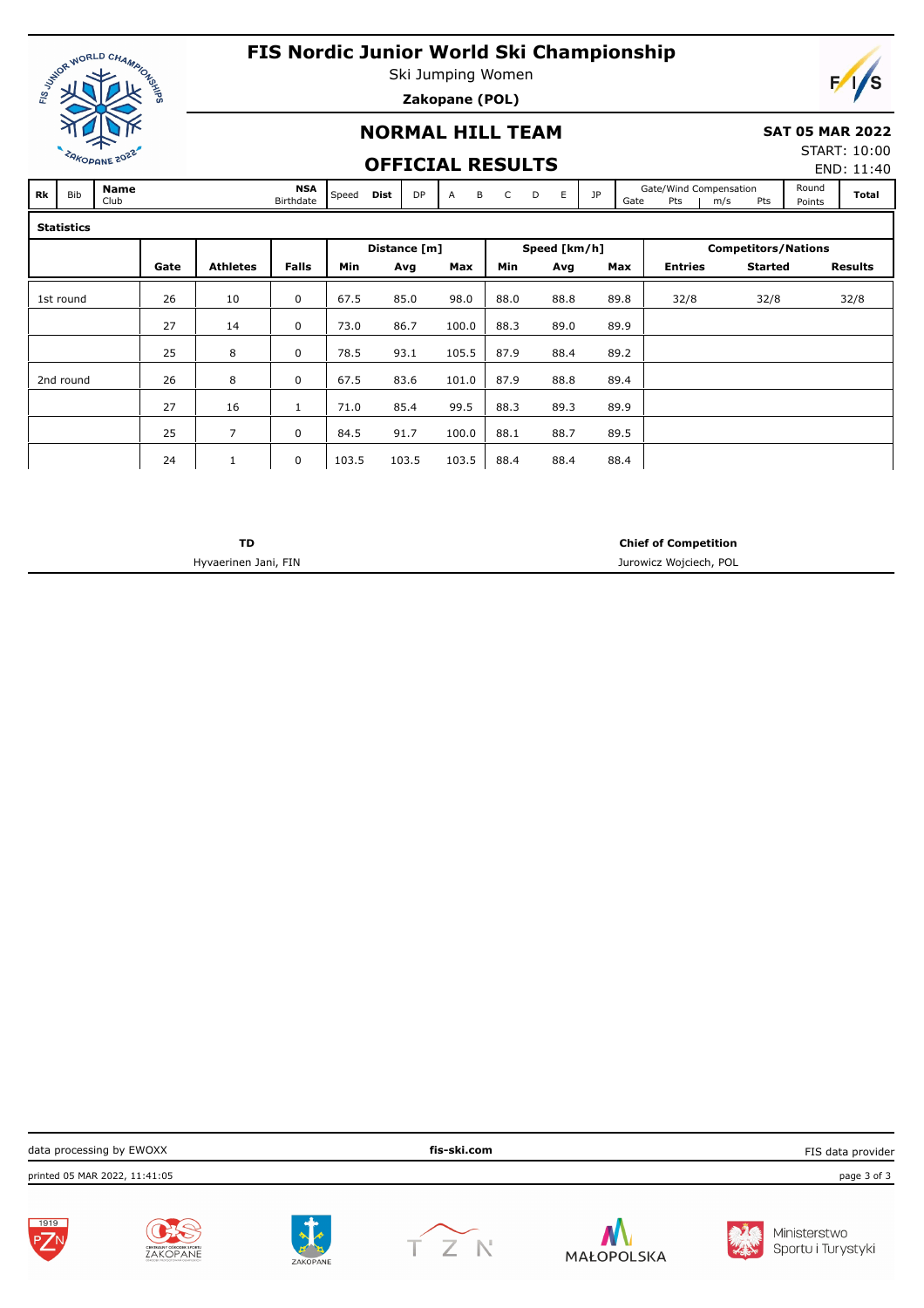# FIS Nordic Junior World Ski Championship

Ski Jumping Women

**Zakopane (POL)**

## NORMAL HILL TEAM

## OFFICIAL RESULTS

**SAT 05 MAR 2022**

START: 10:00

END: 11:40

| Rk | Bib | Name Club | NSA Birthdate | Speed | Dist | DP | A | B | C | D | E | JP | Gate/Wind Compensation Gate | Pts | m/s | Pts | Round Points | Total |
|---|---|---|---|---|---|---|---|---|---|---|---|---|---|---|---|---|---|---|

### Statistics

| | Gate | Athletes | Falls | Distance [m] Min | Avg | Max | Speed [km/h] Min | Avg | Max | Competitors/Nations Entries | Started | Results |
|---|---|---|---|---|---|---|---|---|---|---|---|---|
| 1st round | 26 | 10 | 0 | 67.5 | 85.0 | 98.0 | 88.0 | 88.8 | 89.8 | 32/8 | 32/8 | 32/8 |
| | 27 | 14 | 0 | 73.0 | 86.7 | 100.0 | 88.3 | 89.0 | 89.9 | | | |
| | 25 | 8 | 0 | 78.5 | 93.1 | 105.5 | 87.9 | 88.4 | 89.2 | | | |
| 2nd round | 26 | 8 | 0 | 67.5 | 83.6 | 101.0 | 87.9 | 88.8 | 89.4 | | | |
| | 27 | 16 | 1 | 71.0 | 85.4 | 99.5 | 88.3 | 89.3 | 89.9 | | | |
| | 25 | 7 | 0 | 84.5 | 91.7 | 100.0 | 88.1 | 88.7 | 89.5 | | | |
| | 24 | 1 | 0 | 103.5 | 103.5 | 103.5 | 88.4 | 88.4 | 88.4 | | | |

**TD**
Hyvaerinen Jani, FIN

**Chief of Competition**
Jurowicz Wojciech, POL

data processing by EWOXX | fis-ski.com | FIS data provider

printed 05 MAR 2022, 11:41:05